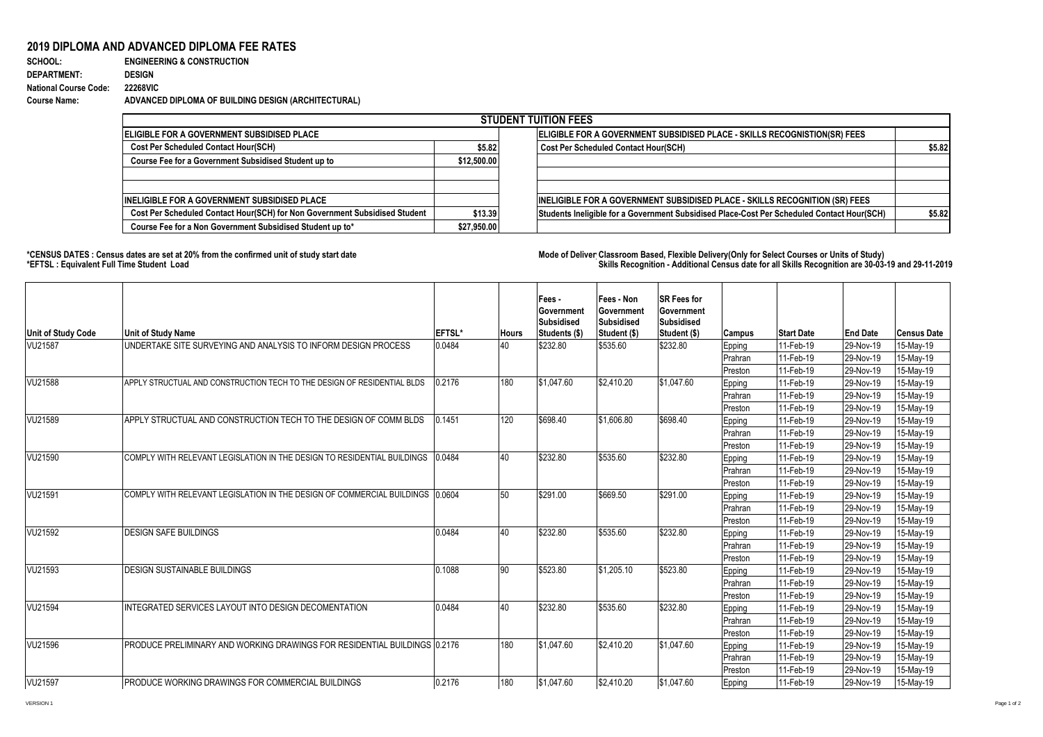## 2019 DIPLOMA AND ADVANCED DIPLOMA FEE RATES

**SCHOOL:** ENGINEERING & CONSTRUCTION
**DEPARTMENT:** DESIGN
**National Course Code:** 22268VIC
**Course Name:** ADVANCED DIPLOMA OF BUILDING DESIGN (ARCHITECTURAL)

| STUDENT TUITION FEES | | | |
|---|---|---|---|
| **ELIGIBLE FOR A GOVERNMENT SUBSIDISED PLACE** | | **ELIGIBLE FOR A GOVERNMENT SUBSIDISED PLACE - SKILLS RECOGNISTION(SR) FEES** | |
| Cost Per Scheduled Contact Hour(SCH) | $5.82 | Cost Per Scheduled Contact Hour(SCH) | $5.82 |
| Course Fee for a Government Subsidised Student up to | $12,500.00 | | |
| | | | |
| | | | |
| **INELIGIBLE FOR A GOVERNMENT SUBSIDISED PLACE** | | **INELIGIBLE FOR A GOVERNMENT SUBSIDISED PLACE - SKILLS RECOGNITION (SR) FEES** | |
| Cost Per Scheduled Contact Hour(SCH) for Non Government Subsidised Student | $13.39 | Students Ineligible for a Government Subsidised Place-Cost Per Scheduled Contact Hour(SCH) | $5.82 |
| Course Fee for a Non Government Subsidised Student up to* | $27,950.00 | | |

**\*CENSUS DATES : Census dates are set at 20% from the confirmed unit of study start date**
**\*EFTSL : Equivalent Full Time Student Load**

**Mode of Delivery: Classroom Based, Flexible Delivery(Only for Select Courses or Units of Study)**
**Skills Recognition - Additional Census date for all Skills Recognition are 30-03-19 and 29-11-2019**

| Unit of Study Code | Unit of Study Name | EFTSL* | Hours | Fees - Government Subsidised Students ($) | Fees - Non Government Subsidised Student ($) | SR Fees for Government Subsidised Student ($) | Campus | Start Date | End Date | Census Date |
|---|---|---|---|---|---|---|---|---|---|---|
| VU21587 | UNDERTAKE SITE SURVEYING AND ANALYSIS TO INFORM DESIGN PROCESS | 0.0484 | 40 | $232.80 | $535.60 | $232.80 | Epping | 11-Feb-19 | 29-Nov-19 | 15-May-19 |
| | | | | | | | Prahran | 11-Feb-19 | 29-Nov-19 | 15-May-19 |
| | | | | | | | Preston | 11-Feb-19 | 29-Nov-19 | 15-May-19 |
| VU21588 | APPLY STRUCTUAL AND CONSTRUCTION TECH TO THE DESIGN OF RESIDENTIAL BLDS | 0.2176 | 180 | $1,047.60 | $2,410.20 | $1,047.60 | Epping | 11-Feb-19 | 29-Nov-19 | 15-May-19 |
| | | | | | | | Prahran | 11-Feb-19 | 29-Nov-19 | 15-May-19 |
| | | | | | | | Preston | 11-Feb-19 | 29-Nov-19 | 15-May-19 |
| VU21589 | APPLY STRUCTUAL AND CONSTRUCTION TECH TO THE DESIGN OF COMM BLDS | 0.1451 | 120 | $698.40 | $1,606.80 | $698.40 | Epping | 11-Feb-19 | 29-Nov-19 | 15-May-19 |
| | | | | | | | Prahran | 11-Feb-19 | 29-Nov-19 | 15-May-19 |
| | | | | | | | Preston | 11-Feb-19 | 29-Nov-19 | 15-May-19 |
| VU21590 | COMPLY WITH RELEVANT LEGISLATION IN THE DESIGN TO RESIDENTIAL BUILDINGS | 0.0484 | 40 | $232.80 | $535.60 | $232.80 | Epping | 11-Feb-19 | 29-Nov-19 | 15-May-19 |
| | | | | | | | Prahran | 11-Feb-19 | 29-Nov-19 | 15-May-19 |
| | | | | | | | Preston | 11-Feb-19 | 29-Nov-19 | 15-May-19 |
| VU21591 | COMPLY WITH RELEVANT LEGISLATION IN THE DESIGN OF COMMERCIAL BUILDINGS | 0.0604 | 50 | $291.00 | $669.50 | $291.00 | Epping | 11-Feb-19 | 29-Nov-19 | 15-May-19 |
| | | | | | | | Prahran | 11-Feb-19 | 29-Nov-19 | 15-May-19 |
| | | | | | | | Preston | 11-Feb-19 | 29-Nov-19 | 15-May-19 |
| VU21592 | DESIGN SAFE BUILDINGS | 0.0484 | 40 | $232.80 | $535.60 | $232.80 | Epping | 11-Feb-19 | 29-Nov-19 | 15-May-19 |
| | | | | | | | Prahran | 11-Feb-19 | 29-Nov-19 | 15-May-19 |
| | | | | | | | Preston | 11-Feb-19 | 29-Nov-19 | 15-May-19 |
| VU21593 | DESIGN SUSTAINABLE BUILDINGS | 0.1088 | 90 | $523.80 | $1,205.10 | $523.80 | Epping | 11-Feb-19 | 29-Nov-19 | 15-May-19 |
| | | | | | | | Prahran | 11-Feb-19 | 29-Nov-19 | 15-May-19 |
| | | | | | | | Preston | 11-Feb-19 | 29-Nov-19 | 15-May-19 |
| VU21594 | INTEGRATED SERVICES LAYOUT INTO DESIGN DECOMENTATION | 0.0484 | 40 | $232.80 | $535.60 | $232.80 | Epping | 11-Feb-19 | 29-Nov-19 | 15-May-19 |
| | | | | | | | Prahran | 11-Feb-19 | 29-Nov-19 | 15-May-19 |
| | | | | | | | Preston | 11-Feb-19 | 29-Nov-19 | 15-May-19 |
| VU21596 | PRODUCE PRELIMINARY AND WORKING DRAWINGS FOR RESIDENTIAL BUILDINGS | 0.2176 | 180 | $1,047.60 | $2,410.20 | $1,047.60 | Epping | 11-Feb-19 | 29-Nov-19 | 15-May-19 |
| | | | | | | | Prahran | 11-Feb-19 | 29-Nov-19 | 15-May-19 |
| | | | | | | | Preston | 11-Feb-19 | 29-Nov-19 | 15-May-19 |
| VU21597 | PRODUCE WORKING DRAWINGS FOR COMMERCIAL BUILDINGS | 0.2176 | 180 | $1,047.60 | $2,410.20 | $1,047.60 | Epping | 11-Feb-19 | 29-Nov-19 | 15-May-19 |

VERSION 1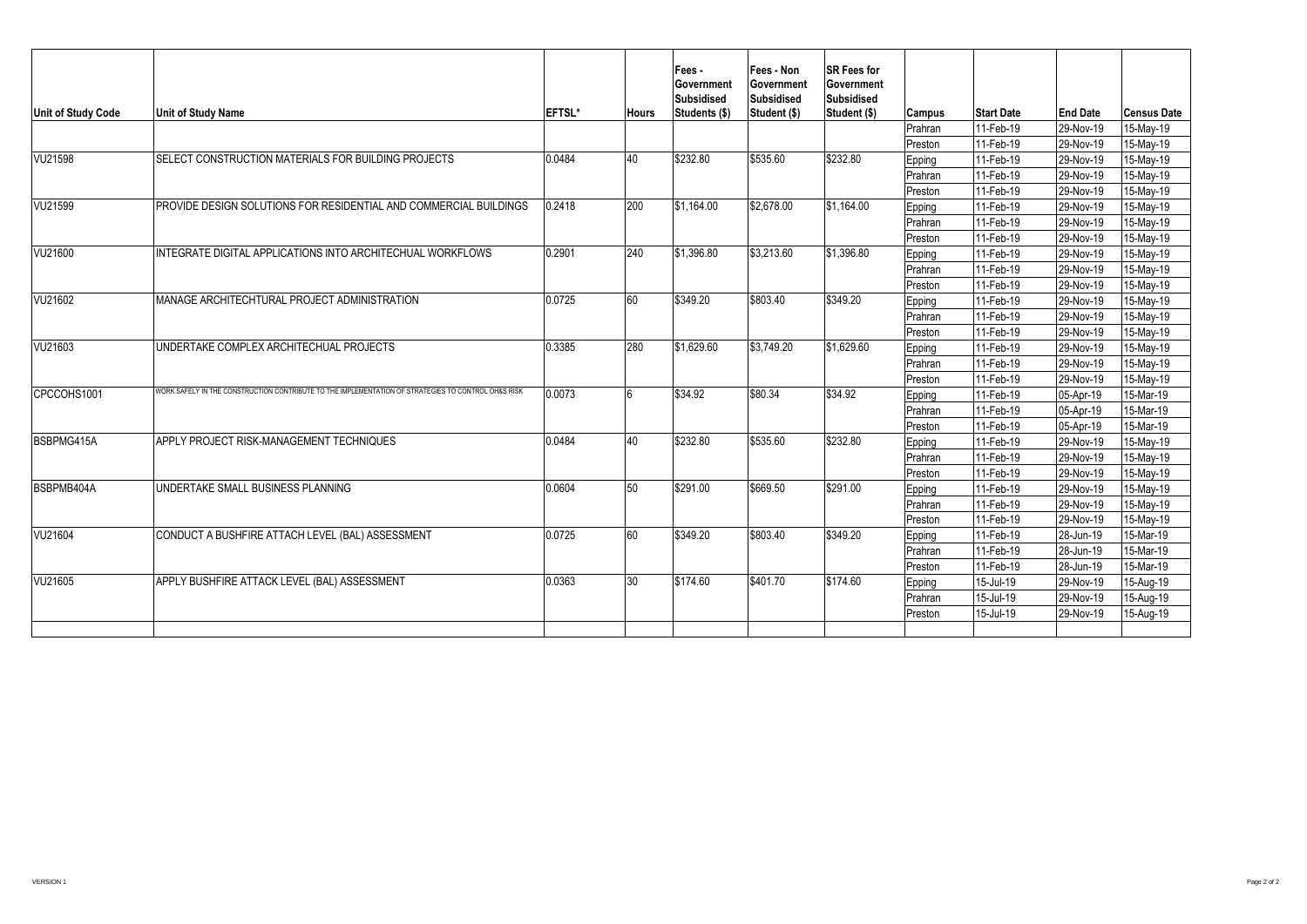| Unit of Study Code | Unit of Study Name | EFTSL* | Hours | Fees - Government Subsidised Students ($) | Fees - Non Government Subsidised Student ($) | SR Fees for Government Subsidised Student ($) | Campus | Start Date | End Date | Census Date |
|---|---|---|---|---|---|---|---|---|---|---|
| | | | | | | | Prahran | 11-Feb-19 | 29-Nov-19 | 15-May-19 |
| | | | | | | | Preston | 11-Feb-19 | 29-Nov-19 | 15-May-19 |
| VU21598 | SELECT CONSTRUCTION MATERIALS FOR BUILDING PROJECTS | 0.0484 | 40 | $232.80 | $535.60 | $232.80 | Epping | 11-Feb-19 | 29-Nov-19 | 15-May-19 |
| | | | | | | | Prahran | 11-Feb-19 | 29-Nov-19 | 15-May-19 |
| | | | | | | | Preston | 11-Feb-19 | 29-Nov-19 | 15-May-19 |
| VU21599 | PROVIDE DESIGN SOLUTIONS FOR RESIDENTIAL AND COMMERCIAL BUILDINGS | 0.2418 | 200 | $1,164.00 | $2,678.00 | $1,164.00 | Epping | 11-Feb-19 | 29-Nov-19 | 15-May-19 |
| | | | | | | | Prahran | 11-Feb-19 | 29-Nov-19 | 15-May-19 |
| | | | | | | | Preston | 11-Feb-19 | 29-Nov-19 | 15-May-19 |
| VU21600 | INTEGRATE DIGITAL APPLICATIONS INTO ARCHITECHUAL WORKFLOWS | 0.2901 | 240 | $1,396.80 | $3,213.60 | $1,396.80 | Epping | 11-Feb-19 | 29-Nov-19 | 15-May-19 |
| | | | | | | | Prahran | 11-Feb-19 | 29-Nov-19 | 15-May-19 |
| | | | | | | | Preston | 11-Feb-19 | 29-Nov-19 | 15-May-19 |
| VU21602 | MANAGE ARCHITECHTURAL PROJECT ADMINISTRATION | 0.0725 | 60 | $349.20 | $803.40 | $349.20 | Epping | 11-Feb-19 | 29-Nov-19 | 15-May-19 |
| | | | | | | | Prahran | 11-Feb-19 | 29-Nov-19 | 15-May-19 |
| | | | | | | | Preston | 11-Feb-19 | 29-Nov-19 | 15-May-19 |
| VU21603 | UNDERTAKE COMPLEX ARCHITECHUAL PROJECTS | 0.3385 | 280 | $1,629.60 | $3,749.20 | $1,629.60 | Epping | 11-Feb-19 | 29-Nov-19 | 15-May-19 |
| | | | | | | | Prahran | 11-Feb-19 | 29-Nov-19 | 15-May-19 |
| | | | | | | | Preston | 11-Feb-19 | 29-Nov-19 | 15-May-19 |
| CPCCOHS1001 | WORK SAFELY IN THE CONSTRUCTION CONTRIBUTE TO THE IMPLEMENTATION OF STRATEGIES TO CONTROL OH&S RISK | 0.0073 | 6 | $34.92 | $80.34 | $34.92 | Epping | 11-Feb-19 | 05-Apr-19 | 15-Mar-19 |
| | | | | | | | Prahran | 11-Feb-19 | 05-Apr-19 | 15-Mar-19 |
| | | | | | | | Preston | 11-Feb-19 | 05-Apr-19 | 15-Mar-19 |
| BSBPMG415A | APPLY PROJECT RISK-MANAGEMENT TECHNIQUES | 0.0484 | 40 | $232.80 | $535.60 | $232.80 | Epping | 11-Feb-19 | 29-Nov-19 | 15-May-19 |
| | | | | | | | Prahran | 11-Feb-19 | 29-Nov-19 | 15-May-19 |
| | | | | | | | Preston | 11-Feb-19 | 29-Nov-19 | 15-May-19 |
| BSBPMB404A | UNDERTAKE SMALL BUSINESS PLANNING | 0.0604 | 50 | $291.00 | $669.50 | $291.00 | Epping | 11-Feb-19 | 29-Nov-19 | 15-May-19 |
| | | | | | | | Prahran | 11-Feb-19 | 29-Nov-19 | 15-May-19 |
| | | | | | | | Preston | 11-Feb-19 | 29-Nov-19 | 15-May-19 |
| VU21604 | CONDUCT A BUSHFIRE ATTACH LEVEL (BAL) ASSESSMENT | 0.0725 | 60 | $349.20 | $803.40 | $349.20 | Epping | 11-Feb-19 | 28-Jun-19 | 15-Mar-19 |
| | | | | | | | Prahran | 11-Feb-19 | 28-Jun-19 | 15-Mar-19 |
| | | | | | | | Preston | 11-Feb-19 | 28-Jun-19 | 15-Mar-19 |
| VU21605 | APPLY BUSHFIRE ATTACK LEVEL (BAL) ASSESSMENT | 0.0363 | 30 | $174.60 | $401.70 | $174.60 | Epping | 15-Jul-19 | 29-Nov-19 | 15-Aug-19 |
| | | | | | | | Prahran | 15-Jul-19 | 29-Nov-19 | 15-Aug-19 |
| | | | | | | | Preston | 15-Jul-19 | 29-Nov-19 | 15-Aug-19 |

VERSION 1